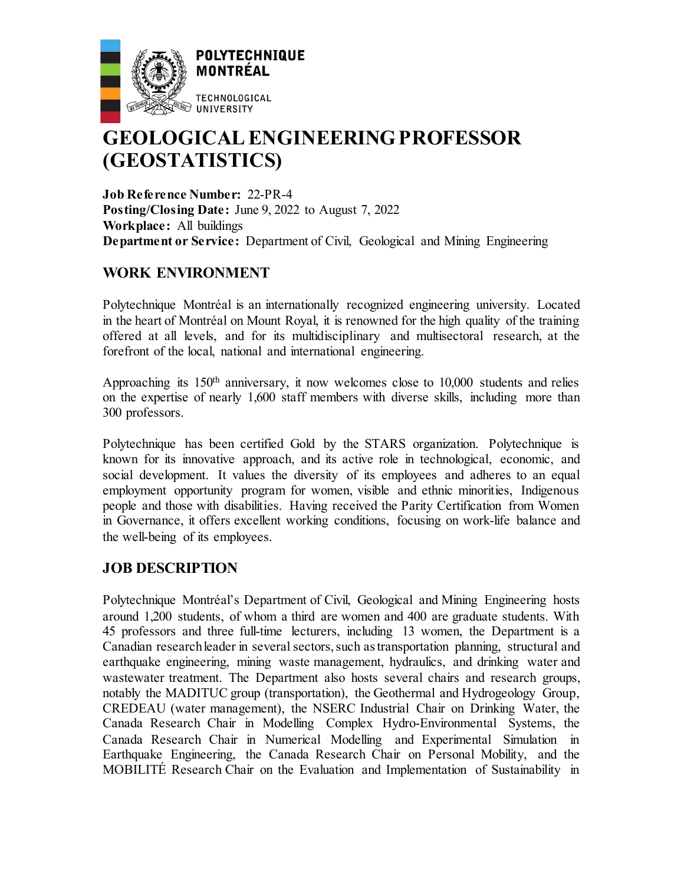# GEOLOGICAL ENGINEERING PROFESSOR (GEOSTATISTICS)

**Job Reference Number:** 22-PR-4
**Posting/Closing Date:** June 9, 2022 to August 7, 2022
**Workplace:** All buildings
**Department or Service:** Department of Civil, Geological and Mining Engineering

## WORK ENVIRONMENT

Polytechnique Montréal is an internationally recognized engineering university. Located in the heart of Montréal on Mount Royal, it is renowned for the high quality of the training offered at all levels, and for its multidisciplinary and multisectoral research, at the forefront of the local, national and international engineering.

Approaching its 150th anniversary, it now welcomes close to 10,000 students and relies on the expertise of nearly 1,600 staff members with diverse skills, including more than 300 professors.

Polytechnique has been certified Gold by the STARS organization. Polytechnique is known for its innovative approach, and its active role in technological, economic, and social development. It values the diversity of its employees and adheres to an equal employment opportunity program for women, visible and ethnic minorities, Indigenous people and those with disabilities. Having received the Parity Certification from Women in Governance, it offers excellent working conditions, focusing on work-life balance and the well-being of its employees.

## JOB DESCRIPTION

Polytechnique Montréal's Department of Civil, Geological and Mining Engineering hosts around 1,200 students, of whom a third are women and 400 are graduate students. With 45 professors and three full-time lecturers, including 13 women, the Department is a Canadian research leader in several sectors, such as transportation planning, structural and earthquake engineering, mining waste management, hydraulics, and drinking water and wastewater treatment. The Department also hosts several chairs and research groups, notably the MADITUC group (transportation), the Geothermal and Hydrogeology Group, CREDEAU (water management), the NSERC Industrial Chair on Drinking Water, the Canada Research Chair in Modelling Complex Hydro-Environmental Systems, the Canada Research Chair in Numerical Modelling and Experimental Simulation in Earthquake Engineering, the Canada Research Chair on Personal Mobility, and the MOBILITÉ Research Chair on the Evaluation and Implementation of Sustainability in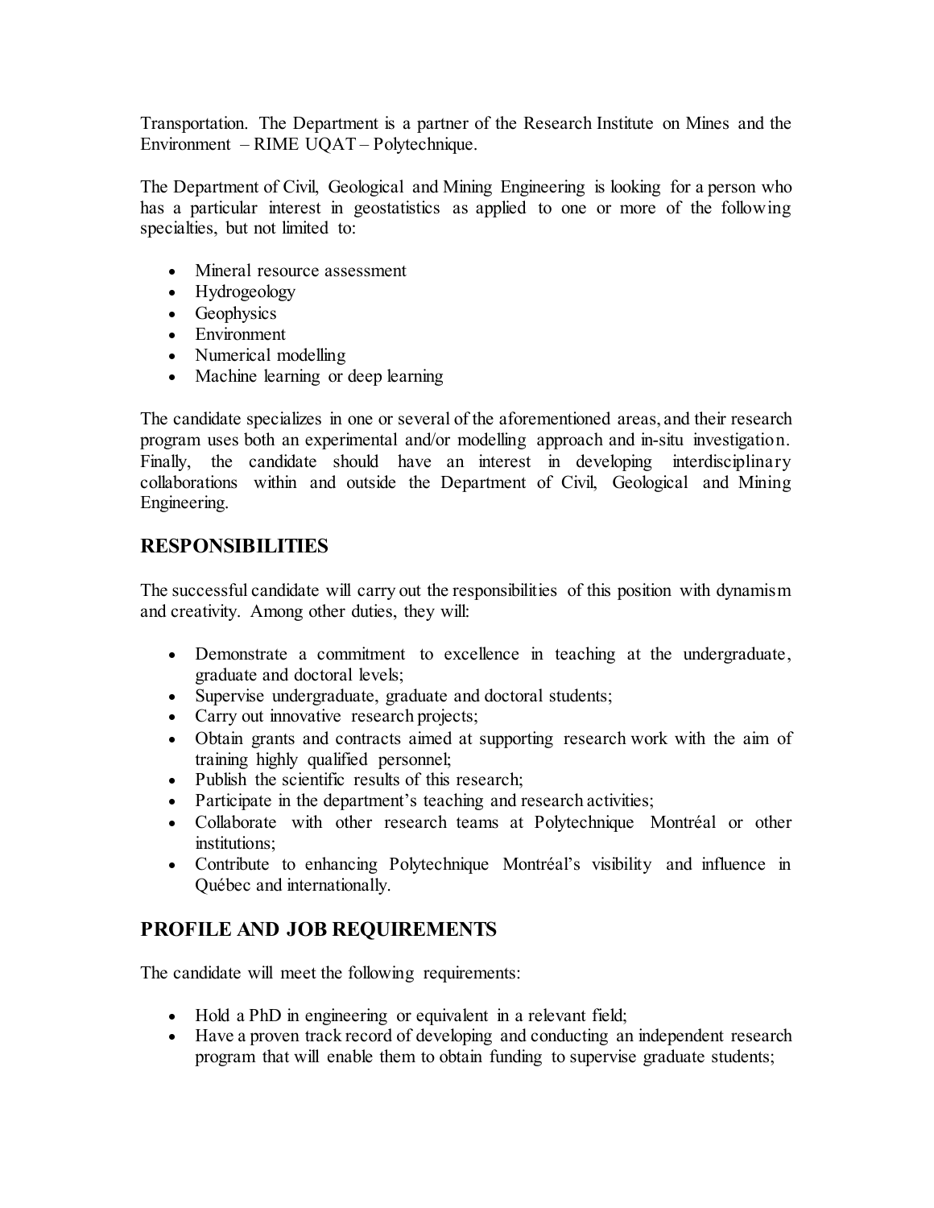Transportation. The Department is a partner of the Research Institute on Mines and the Environment – RIME UQAT – Polytechnique.

The Department of Civil, Geological and Mining Engineering is looking for a person who has a particular interest in geostatistics as applied to one or more of the following specialties, but not limited to:

- Mineral resource assessment
- Hydrogeology
- Geophysics
- Environment
- Numerical modelling
- Machine learning or deep learning

The candidate specializes in one or several of the aforementioned areas, and their research program uses both an experimental and/or modelling approach and in-situ investigation. Finally, the candidate should have an interest in developing interdisciplinary collaborations within and outside the Department of Civil, Geological and Mining Engineering.

## RESPONSIBILITIES

The successful candidate will carry out the responsibilities of this position with dynamism and creativity. Among other duties, they will:

- Demonstrate a commitment to excellence in teaching at the undergraduate, graduate and doctoral levels;
- Supervise undergraduate, graduate and doctoral students;
- Carry out innovative research projects;
- Obtain grants and contracts aimed at supporting research work with the aim of training highly qualified personnel;
- Publish the scientific results of this research;
- Participate in the department's teaching and research activities;
- Collaborate with other research teams at Polytechnique Montréal or other institutions;
- Contribute to enhancing Polytechnique Montréal's visibility and influence in Québec and internationally.

## PROFILE AND JOB REQUIREMENTS

The candidate will meet the following requirements:

- Hold a PhD in engineering or equivalent in a relevant field;
- Have a proven track record of developing and conducting an independent research program that will enable them to obtain funding to supervise graduate students;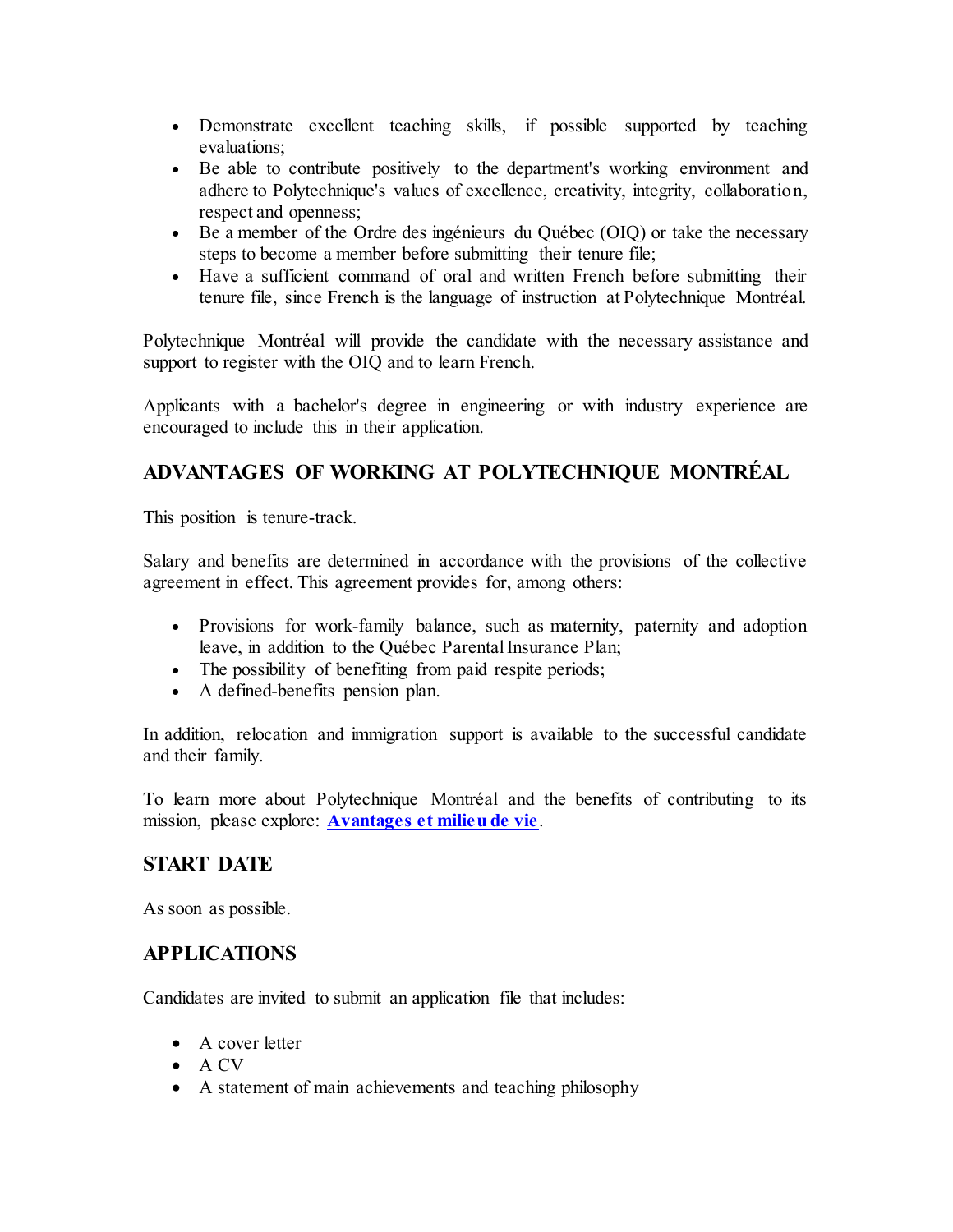- Demonstrate excellent teaching skills, if possible supported by teaching evaluations;
- Be able to contribute positively to the department's working environment and adhere to Polytechnique's values of excellence, creativity, integrity, collaboration, respect and openness;
- Be a member of the Ordre des ingénieurs du Québec (OIQ) or take the necessary steps to become a member before submitting their tenure file;
- Have a sufficient command of oral and written French before submitting their tenure file, since French is the language of instruction at Polytechnique Montréal.

Polytechnique Montréal will provide the candidate with the necessary assistance and support to register with the OIQ and to learn French.

Applicants with a bachelor's degree in engineering or with industry experience are encouraged to include this in their application.

## ADVANTAGES OF WORKING AT POLYTECHNIQUE MONTRÉAL

This position is tenure-track.

Salary and benefits are determined in accordance with the provisions of the collective agreement in effect. This agreement provides for, among others:

- Provisions for work-family balance, such as maternity, paternity and adoption leave, in addition to the Québec Parental Insurance Plan;
- The possibility of benefiting from paid respite periods;
- A defined-benefits pension plan.

In addition, relocation and immigration support is available to the successful candidate and their family.

To learn more about Polytechnique Montréal and the benefits of contributing to its mission, please explore: **Avantages et milieu de vie**.

## START DATE

As soon as possible.

## APPLICATIONS

Candidates are invited to submit an application file that includes:

- A cover letter
- A CV
- A statement of main achievements and teaching philosophy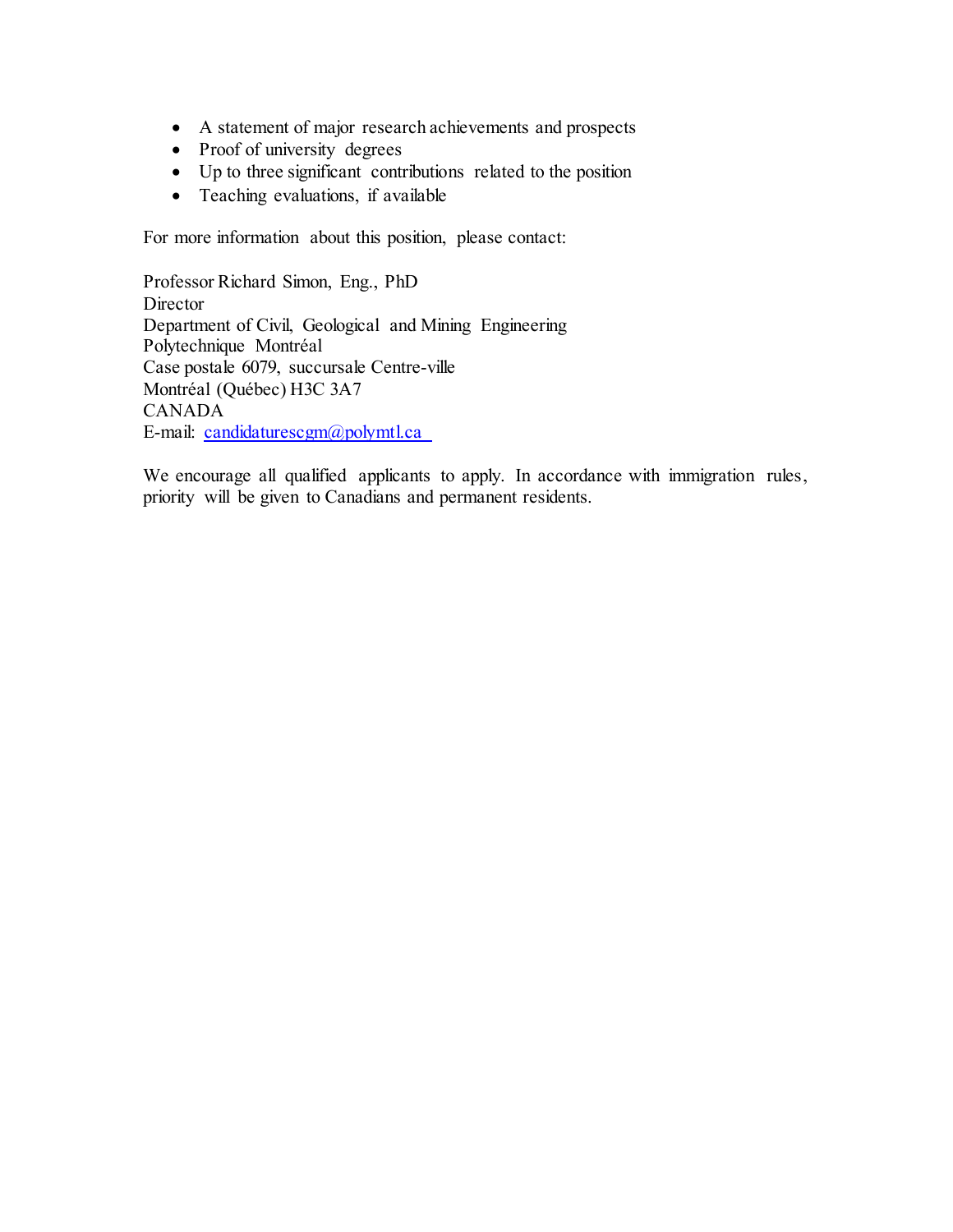- A statement of major research achievements and prospects
- Proof of university degrees
- Up to three significant contributions related to the position
- Teaching evaluations, if available

For more information about this position, please contact:

Professor Richard Simon, Eng., PhD
Director
Department of Civil, Geological and Mining Engineering
Polytechnique Montréal
Case postale 6079, succursale Centre-ville
Montréal (Québec) H3C 3A7
CANADA
E-mail: candidaturescgm@polymtl.ca

We encourage all qualified applicants to apply. In accordance with immigration rules, priority will be given to Canadians and permanent residents.